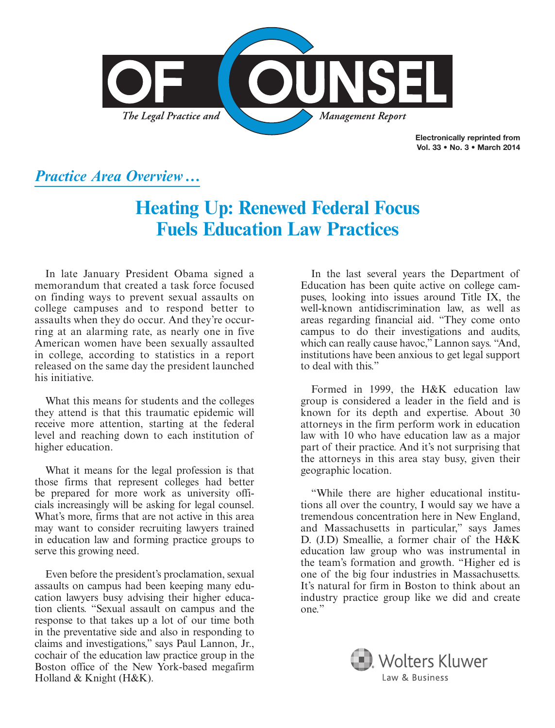# OF COUNSEL

*The Legal Practice and Management Report*

**Electronically reprinted from Vol. 33 • No. 3 • March 2014**

*Practice Area Overview…*

## Heating Up: Renewed Federal Focus Fuels Education Law Practices

In late January President Obama signed a memorandum that created a task force focused on finding ways to prevent sexual assaults on college campuses and to respond better to assaults when they do occur. And they're occurring at an alarming rate, as nearly one in five American women have been sexually assaulted in college, according to statistics in a report released on the same day the president launched his initiative.

What this means for students and the colleges they attend is that this traumatic epidemic will receive more attention, starting at the federal level and reaching down to each institution of higher education.

What it means for the legal profession is that those firms that represent colleges had better be prepared for more work as university officials increasingly will be asking for legal counsel. What's more, firms that are not active in this area may want to consider recruiting lawyers trained in education law and forming practice groups to serve this growing need.

Even before the president's proclamation, sexual assaults on campus had been keeping many education lawyers busy advising their higher education clients. "Sexual assault on campus and the response to that takes up a lot of our time both in the preventative side and also in responding to claims and investigations," says Paul Lannon, Jr., cochair of the education law practice group in the Boston office of the New York-based megafirm Holland & Knight (H&K).

In the last several years the Department of Education has been quite active on college campuses, looking into issues around Title IX, the well-known antidiscrimination law, as well as areas regarding financial aid. "They come onto campus to do their investigations and audits, which can really cause havoc," Lannon says. "And, institutions have been anxious to get legal support to deal with this."

Formed in 1999, the H&K education law group is considered a leader in the field and is known for its depth and expertise. About 30 attorneys in the firm perform work in education law with 10 who have education law as a major part of their practice. And it's not surprising that the attorneys in this area stay busy, given their geographic location.

"While there are higher educational institutions all over the country, I would say we have a tremendous concentration here in New England, and Massachusetts in particular," says James D. (J.D) Smeallie, a former chair of the H&K education law group who was instrumental in the team's formation and growth. "Higher ed is one of the big four industries in Massachusetts. It's natural for firm in Boston to think about an industry practice group like we did and create one."

Wolters Kluwer Law & Business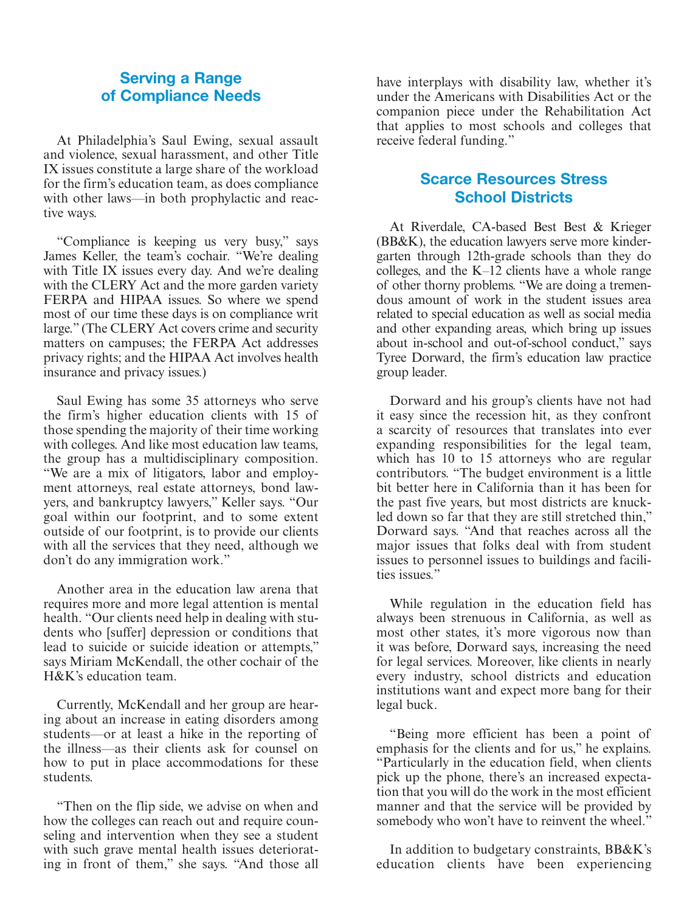## Serving a Range of Compliance Needs

At Philadelphia's Saul Ewing, sexual assault and violence, sexual harassment, and other Title IX issues constitute a large share of the workload for the firm's education team, as does compliance with other laws—in both prophylactic and reactive ways.

"Compliance is keeping us very busy," says James Keller, the team's cochair. "We're dealing with Title IX issues every day. And we're dealing with the CLERY Act and the more garden variety FERPA and HIPAA issues. So where we spend most of our time these days is on compliance writ large." (The CLERY Act covers crime and security matters on campuses; the FERPA Act addresses privacy rights; and the HIPAA Act involves health insurance and privacy issues.)

Saul Ewing has some 35 attorneys who serve the firm's higher education clients with 15 of those spending the majority of their time working with colleges. And like most education law teams, the group has a multidisciplinary composition. "We are a mix of litigators, labor and employment attorneys, real estate attorneys, bond lawyers, and bankruptcy lawyers," Keller says. "Our goal within our footprint, and to some extent outside of our footprint, is to provide our clients with all the services that they need, although we don't do any immigration work."

Another area in the education law arena that requires more and more legal attention is mental health. "Our clients need help in dealing with students who [suffer] depression or conditions that lead to suicide or suicide ideation or attempts," says Miriam McKendall, the other cochair of the H&K's education team.

Currently, McKendall and her group are hearing about an increase in eating disorders among students—or at least a hike in the reporting of the illness—as their clients ask for counsel on how to put in place accommodations for these students.

"Then on the flip side, we advise on when and how the colleges can reach out and require counseling and intervention when they see a student with such grave mental health issues deteriorating in front of them," she says. "And those all have interplays with disability law, whether it's under the Americans with Disabilities Act or the companion piece under the Rehabilitation Act that applies to most schools and colleges that receive federal funding."

## Scarce Resources Stress School Districts

At Riverdale, CA-based Best Best & Krieger (BB&K), the education lawyers serve more kindergarten through 12th-grade schools than they do colleges, and the K–12 clients have a whole range of other thorny problems. "We are doing a tremendous amount of work in the student issues area related to special education as well as social media and other expanding areas, which bring up issues about in-school and out-of-school conduct," says Tyree Dorward, the firm's education law practice group leader.

Dorward and his group's clients have not had it easy since the recession hit, as they confront a scarcity of resources that translates into ever expanding responsibilities for the legal team, which has 10 to 15 attorneys who are regular contributors. "The budget environment is a little bit better here in California than it has been for the past five years, but most districts are knuckled down so far that they are still stretched thin," Dorward says. "And that reaches across all the major issues that folks deal with from student issues to personnel issues to buildings and facilities issues."

While regulation in the education field has always been strenuous in California, as well as most other states, it's more vigorous now than it was before, Dorward says, increasing the need for legal services. Moreover, like clients in nearly every industry, school districts and education institutions want and expect more bang for their legal buck.

"Being more efficient has been a point of emphasis for the clients and for us," he explains. "Particularly in the education field, when clients pick up the phone, there's an increased expectation that you will do the work in the most efficient manner and that the service will be provided by somebody who won't have to reinvent the wheel."

In addition to budgetary constraints, BB&K's education clients have been experiencing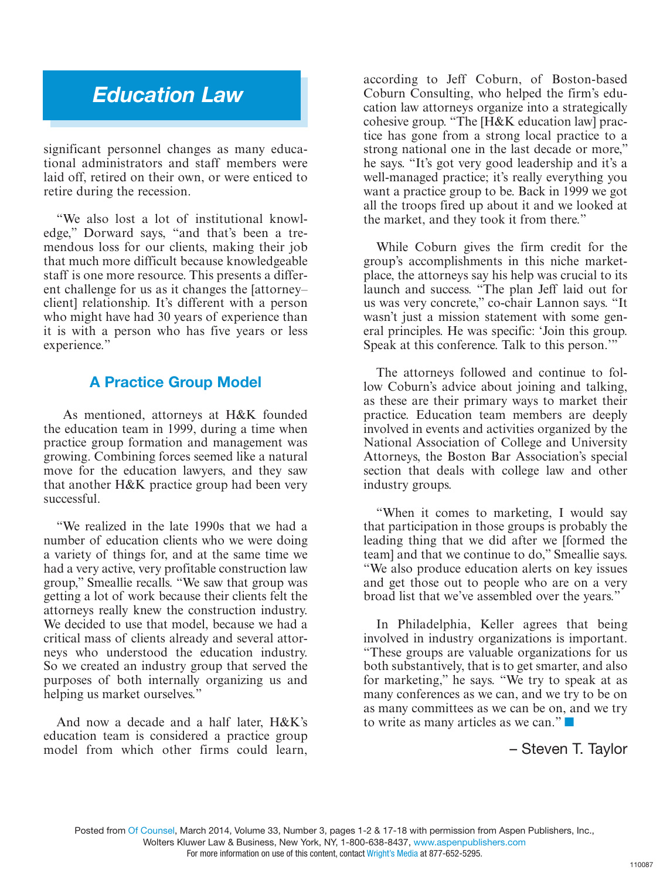# Education Law

significant personnel changes as many educational administrators and staff members were laid off, retired on their own, or were enticed to retire during the recession.

"We also lost a lot of institutional knowledge," Dorward says, "and that's been a tremendous loss for our clients, making their job that much more difficult because knowledgeable staff is one more resource. This presents a different challenge for us as it changes the [attorney–client] relationship. It's different with a person who might have had 30 years of experience than it is with a person who has five years or less experience."

## A Practice Group Model

As mentioned, attorneys at H&K founded the education team in 1999, during a time when practice group formation and management was growing. Combining forces seemed like a natural move for the education lawyers, and they saw that another H&K practice group had been very successful.

"We realized in the late 1990s that we had a number of education clients who we were doing a variety of things for, and at the same time we had a very active, very profitable construction law group," Smeallie recalls. "We saw that group was getting a lot of work because their clients felt the attorneys really knew the construction industry. We decided to use that model, because we had a critical mass of clients already and several attorneys who understood the education industry. So we created an industry group that served the purposes of both internally organizing us and helping us market ourselves."

And now a decade and a half later, H&K's education team is considered a practice group model from which other firms could learn, according to Jeff Coburn, of Boston-based Coburn Consulting, who helped the firm's education law attorneys organize into a strategically cohesive group. "The [H&K education law] practice has gone from a strong local practice to a strong national one in the last decade or more," he says. "It's got very good leadership and it's a well-managed practice; it's really everything you want a practice group to be. Back in 1999 we got all the troops fired up about it and we looked at the market, and they took it from there."

While Coburn gives the firm credit for the group's accomplishments in this niche marketplace, the attorneys say his help was crucial to its launch and success. "The plan Jeff laid out for us was very concrete," co-chair Lannon says. "It wasn't just a mission statement with some general principles. He was specific: 'Join this group. Speak at this conference. Talk to this person.'"

The attorneys followed and continue to follow Coburn's advice about joining and talking, as these are their primary ways to market their practice. Education team members are deeply involved in events and activities organized by the National Association of College and University Attorneys, the Boston Bar Association's special section that deals with college law and other industry groups.

"When it comes to marketing, I would say that participation in those groups is probably the leading thing that we did after we [formed the team] and that we continue to do," Smeallie says. "We also produce education alerts on key issues and get those out to people who are on a very broad list that we've assembled over the years."

In Philadelphia, Keller agrees that being involved in industry organizations is important. "These groups are valuable organizations for us both substantively, that is to get smarter, and also for marketing," he says. "We try to speak at as many conferences as we can, and we try to be on as many committees as we can be on, and we try to write as many articles as we can." ■

– Steven T. Taylor

Posted from Of Counsel, March 2014, Volume 33, Number 3, pages 1-2 & 17-18 with permission from Aspen Publishers, Inc., Wolters Kluwer Law & Business, New York, NY, 1-800-638-8437, www.aspenpublishers.com
For more information on use of this content, contact Wright's Media at 877-652-5295.

110087